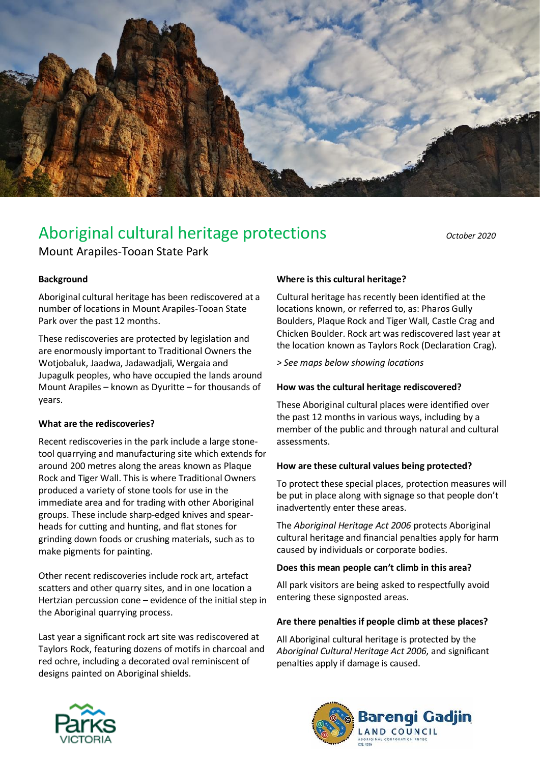# Aboriginal cultural heritage protections

*October 2020*

Mount Arapiles-Tooan State Park

**Background**

Aboriginal cultural heritage has been rediscovered at a number of locations in Mount Arapiles-Tooan State Park over the past 12 months.

These rediscoveries are protected by legislation and are enormously important to Traditional Owners the Wotjobaluk, Jaadwa, Jadawadjali, Wergaia and Jupagulk peoples, who have occupied the lands around Mount Arapiles – known as Dyuritte – for thousands of years.

**What are the rediscoveries?**

Recent rediscoveries in the park include a large stone-tool quarrying and manufacturing site which extends for around 200 metres along the areas known as Plaque Rock and Tiger Wall. This is where Traditional Owners produced a variety of stone tools for use in the immediate area and for trading with other Aboriginal groups. These include sharp-edged knives and spear-heads for cutting and hunting, and flat stones for grinding down foods or crushing materials, such as to make pigments for painting.

Other recent rediscoveries include rock art, artefact scatters and other quarry sites, and in one location a Hertzian percussion cone – evidence of the initial step in the Aboriginal quarrying process.

Last year a significant rock art site was rediscovered at Taylors Rock, featuring dozens of motifs in charcoal and red ochre, including a decorated oval reminiscent of designs painted on Aboriginal shields.

**Where is this cultural heritage?**

Cultural heritage has recently been identified at the locations known, or referred to, as: Pharos Gully Boulders, Plaque Rock and Tiger Wall, Castle Crag and Chicken Boulder. Rock art was rediscovered last year at the location known as Taylors Rock (Declaration Crag).

*> See maps below showing locations*

**How was the cultural heritage rediscovered?**

These Aboriginal cultural places were identified over the past 12 months in various ways, including by a member of the public and through natural and cultural assessments.

**How are these cultural values being protected?**

To protect these special places, protection measures will be put in place along with signage so that people don't inadvertently enter these areas.

The *Aboriginal Heritage Act 2006* protects Aboriginal cultural heritage and financial penalties apply for harm caused by individuals or corporate bodies.

**Does this mean people can't climb in this area?**

All park visitors are being asked to respectfully avoid entering these signposted areas.

**Are there penalties if people climb at these places?**

All Aboriginal cultural heritage is protected by the *Aboriginal Cultural Heritage Act 2006*, and significant penalties apply if damage is caused.

Parks Victoria

Barengi Gadjin Land Council Aboriginal Corporation RNTBC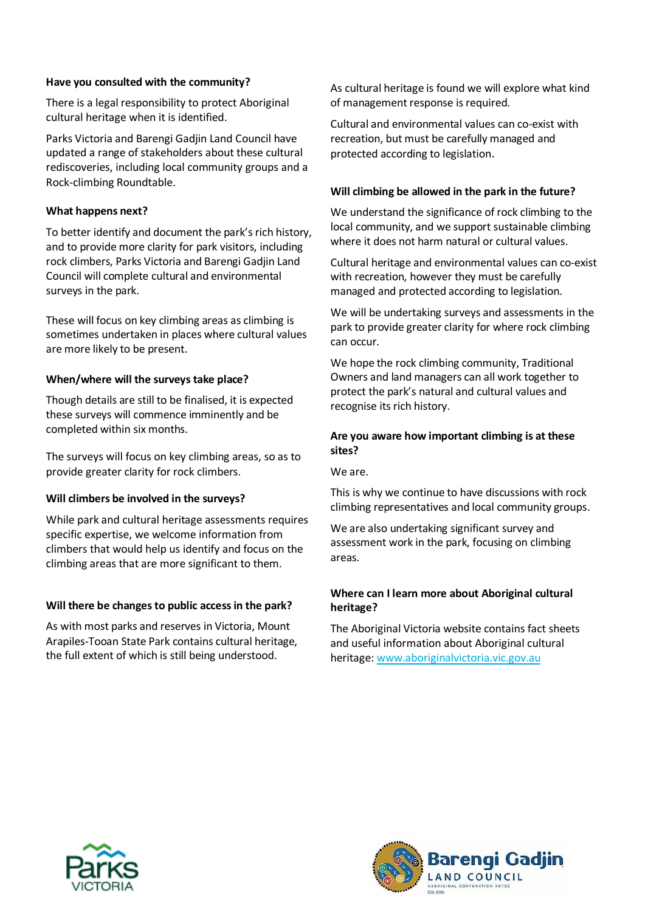**Have you consulted with the community?**

There is a legal responsibility to protect Aboriginal cultural heritage when it is identified.

Parks Victoria and Barengi Gadjin Land Council have updated a range of stakeholders about these cultural rediscoveries, including local community groups and a Rock-climbing Roundtable.

**What happens next?**

To better identify and document the park's rich history, and to provide more clarity for park visitors, including rock climbers, Parks Victoria and Barengi Gadjin Land Council will complete cultural and environmental surveys in the park.

These will focus on key climbing areas as climbing is sometimes undertaken in places where cultural values are more likely to be present.

**When/where will the surveys take place?**

Though details are still to be finalised, it is expected these surveys will commence imminently and be completed within six months.

The surveys will focus on key climbing areas, so as to provide greater clarity for rock climbers.

**Will climbers be involved in the surveys?**

While park and cultural heritage assessments requires specific expertise, we welcome information from climbers that would help us identify and focus on the climbing areas that are more significant to them.

**Will there be changes to public access in the park?**

As with most parks and reserves in Victoria, Mount Arapiles-Tooan State Park contains cultural heritage, the full extent of which is still being understood.

As cultural heritage is found we will explore what kind of management response is required.

Cultural and environmental values can co-exist with recreation, but must be carefully managed and protected according to legislation.

**Will climbing be allowed in the park in the future?**

We understand the significance of rock climbing to the local community, and we support sustainable climbing where it does not harm natural or cultural values.

Cultural heritage and environmental values can co-exist with recreation, however they must be carefully managed and protected according to legislation.

We will be undertaking surveys and assessments in the park to provide greater clarity for where rock climbing can occur.

We hope the rock climbing community, Traditional Owners and land managers can all work together to protect the park's natural and cultural values and recognise its rich history.

**Are you aware how important climbing is at these sites?**

We are.

This is why we continue to have discussions with rock climbing representatives and local community groups.

We are also undertaking significant survey and assessment work in the park, focusing on climbing areas.

**Where can I learn more about Aboriginal cultural heritage?**

The Aboriginal Victoria website contains fact sheets and useful information about Aboriginal cultural heritage: www.aboriginalvictoria.vic.gov.au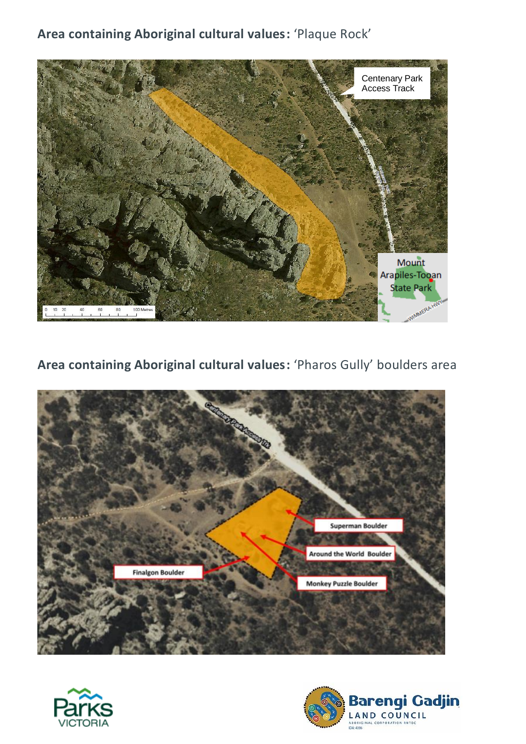**Area containing Aboriginal cultural values:** 'Plaque Rock'

**Area containing Aboriginal cultural values:** 'Pharos Gully' boulders area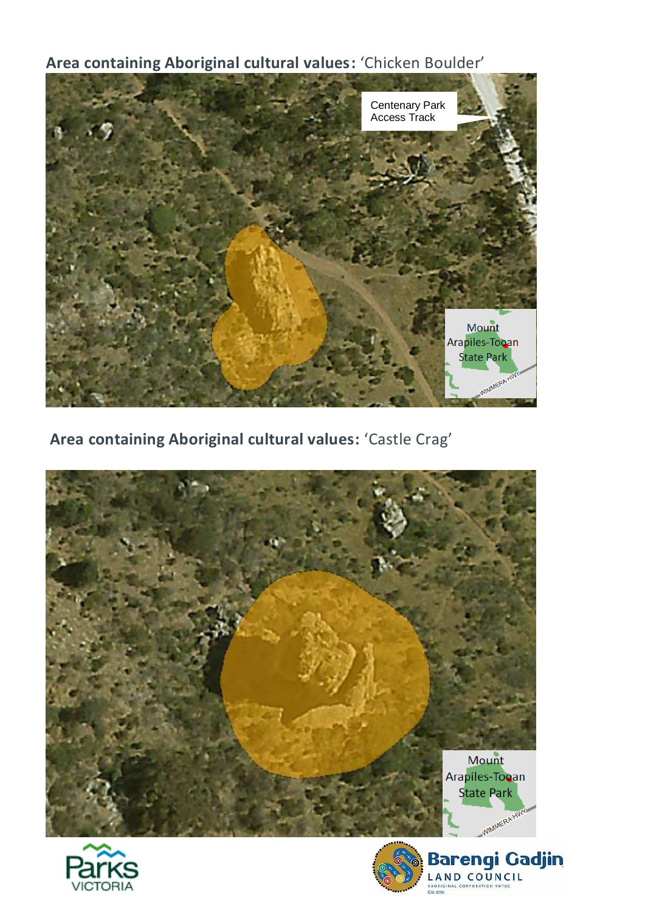**Area containing Aboriginal cultural values:** 'Chicken Boulder'

Centenary Park Access Track

Mount Arapiles-Tooan State Park

WIMMERA HWY

**Area containing Aboriginal cultural values:** 'Castle Crag'

Mount Arapiles-Tooan State Park

WIMMERA HWY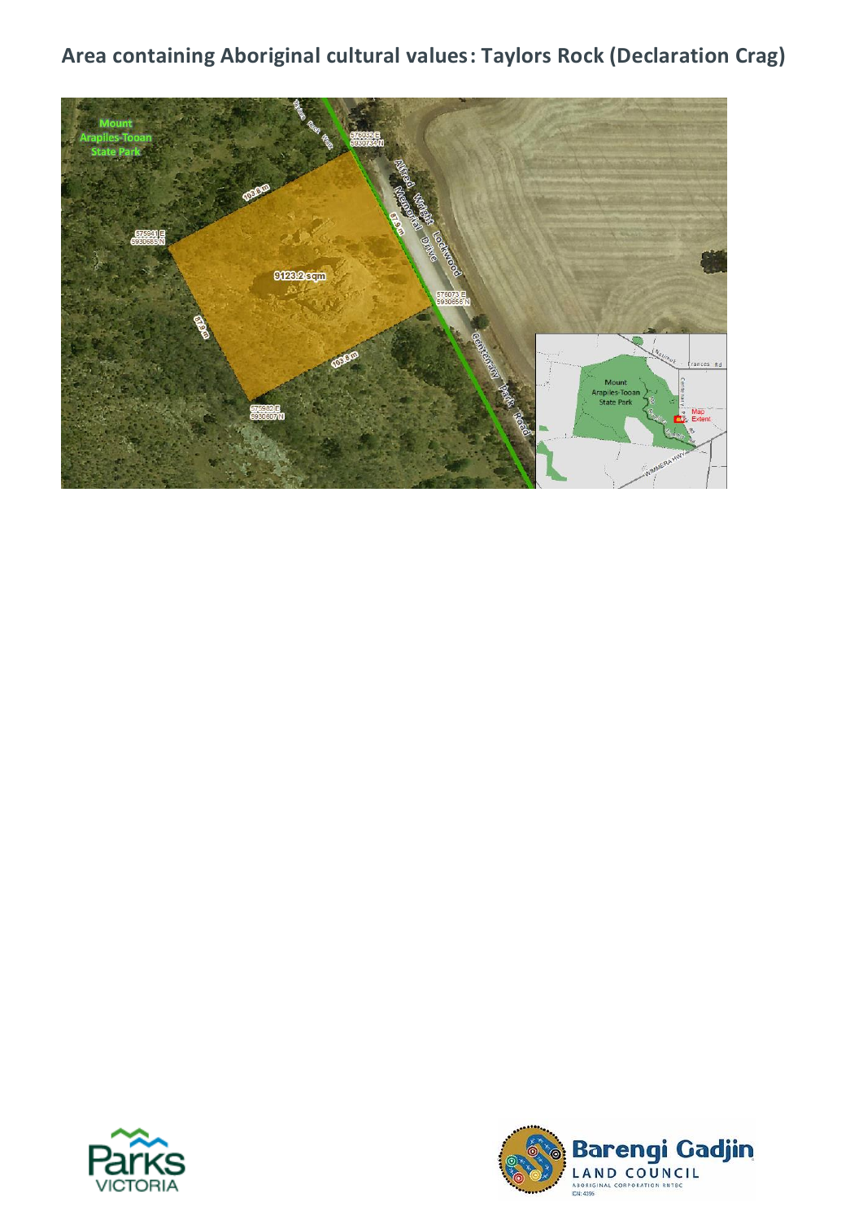## Area containing Aboriginal cultural values: Taylors Rock (Declaration Crag)

Mount Arapiles-Tooan State Park

Taylors Rock Walk

576032 E
5930734 N

103.9 m

575941 E
5930685 N

87.9 m

9123.2 sqm

Alfred Wright Lockwood Memorial Drive

87.9 m

576073 E
5930656 N

87.9 m

103.9 m

575982 E
5930607 N

Centenary Park Road

Natimuk Frances Rd

Mount Arapiles-Tooan State Park

Map Extent

WIMMERA HWY